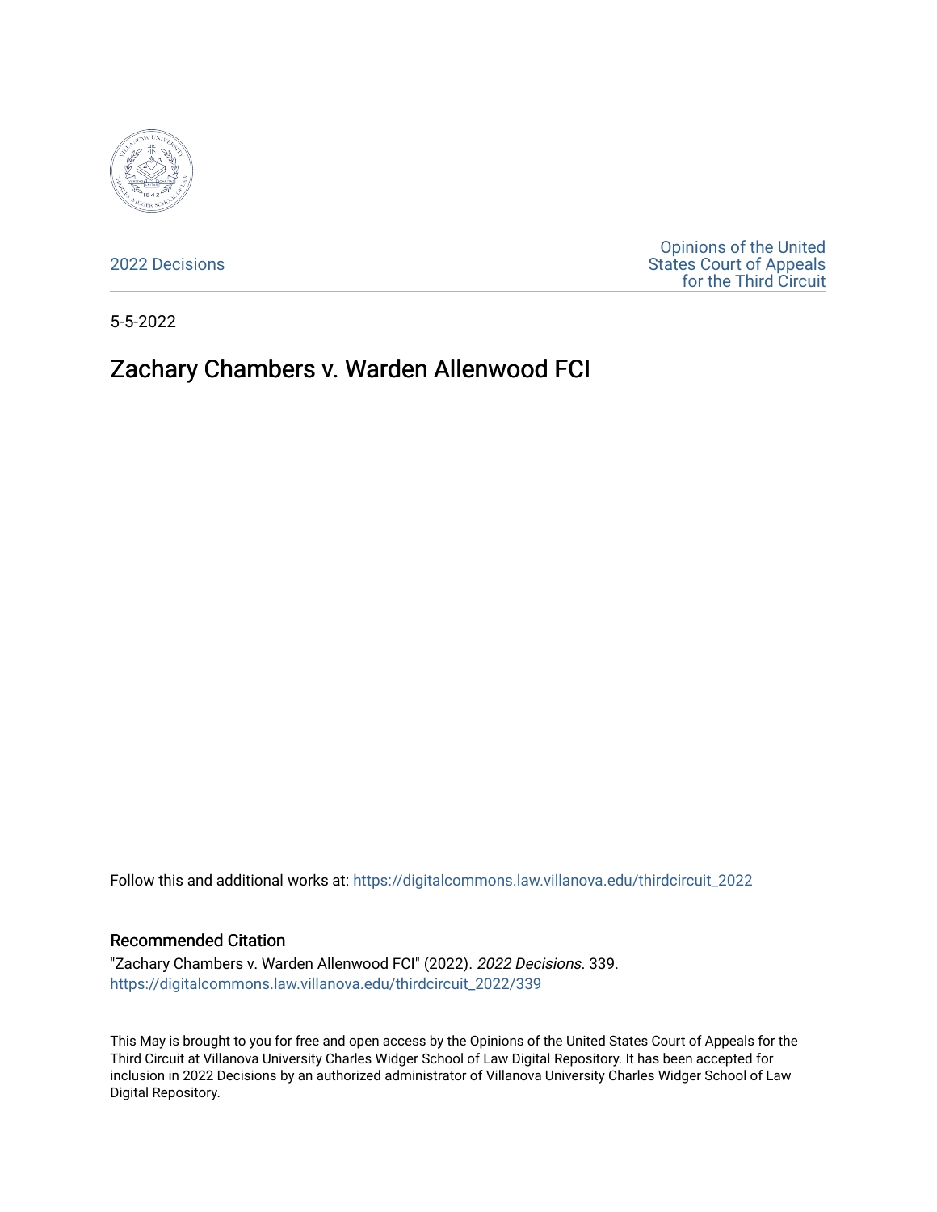2022 Decisions

Opinions of the United States Court of Appeals for the Third Circuit

5-5-2022

# Zachary Chambers v. Warden Allenwood FCI

Follow this and additional works at: https://digitalcommons.law.villanova.edu/thirdcircuit_2022

## Recommended Citation

"Zachary Chambers v. Warden Allenwood FCI" (2022). *2022 Decisions*. 339.
https://digitalcommons.law.villanova.edu/thirdcircuit_2022/339

This May is brought to you for free and open access by the Opinions of the United States Court of Appeals for the Third Circuit at Villanova University Charles Widger School of Law Digital Repository. It has been accepted for inclusion in 2022 Decisions by an authorized administrator of Villanova University Charles Widger School of Law Digital Repository.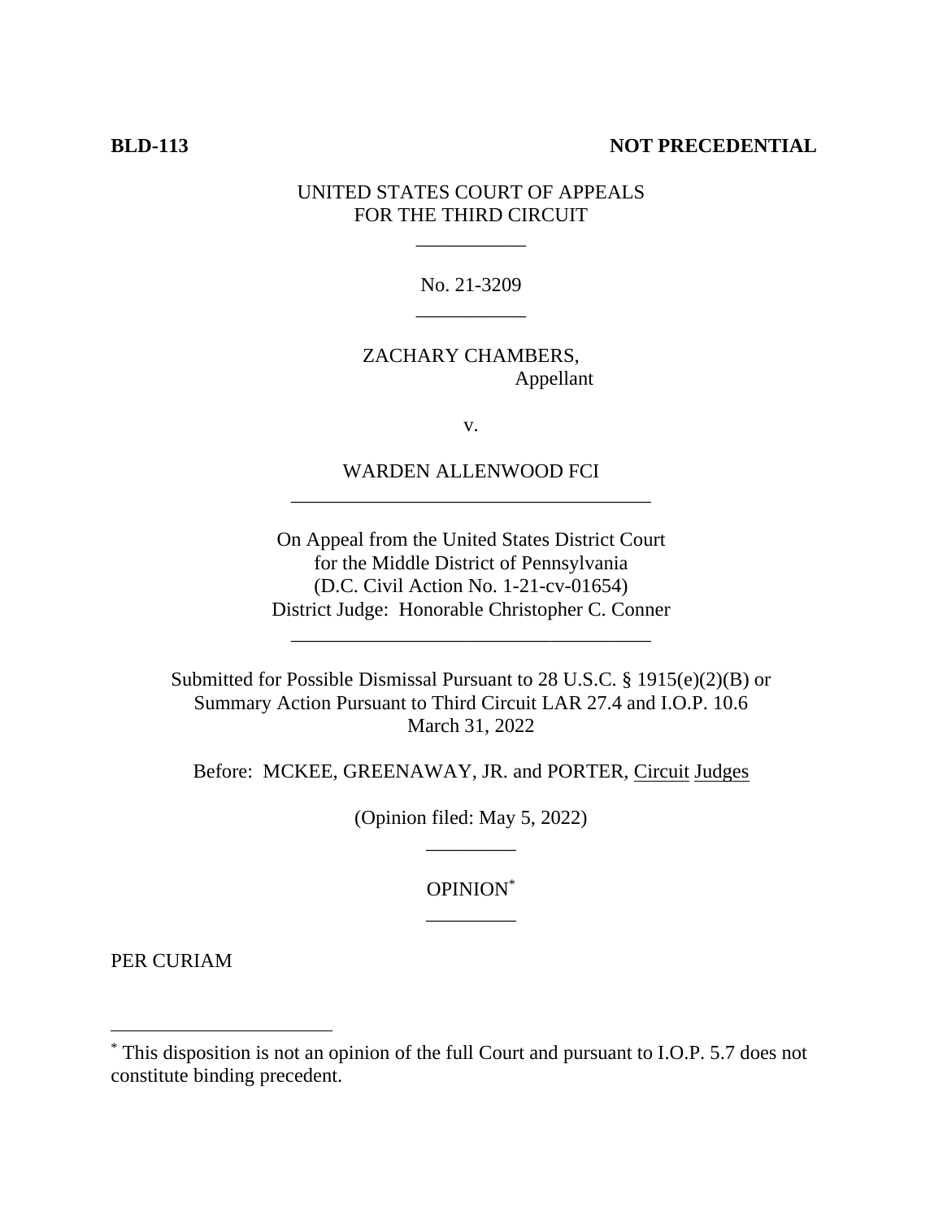**BLD-113** **NOT PRECEDENTIAL**

UNITED STATES COURT OF APPEALS
FOR THE THIRD CIRCUIT

___________

No. 21-3209

___________

ZACHARY CHAMBERS,
Appellant

v.

WARDEN ALLENWOOD FCI

____________________________________

On Appeal from the United States District Court
for the Middle District of Pennsylvania
(D.C. Civil Action No. 1-21-cv-01654)
District Judge: Honorable Christopher C. Conner

____________________________________

Submitted for Possible Dismissal Pursuant to 28 U.S.C. § 1915(e)(2)(B) or
Summary Action Pursuant to Third Circuit LAR 27.4 and I.O.P. 10.6
March 31, 2022

Before: MCKEE, GREENAWAY, JR. and PORTER, Circuit Judges

(Opinion filed: May 5, 2022)

_________

OPINION*

_________

PER CURIAM

---

* This disposition is not an opinion of the full Court and pursuant to I.O.P. 5.7 does not constitute binding precedent.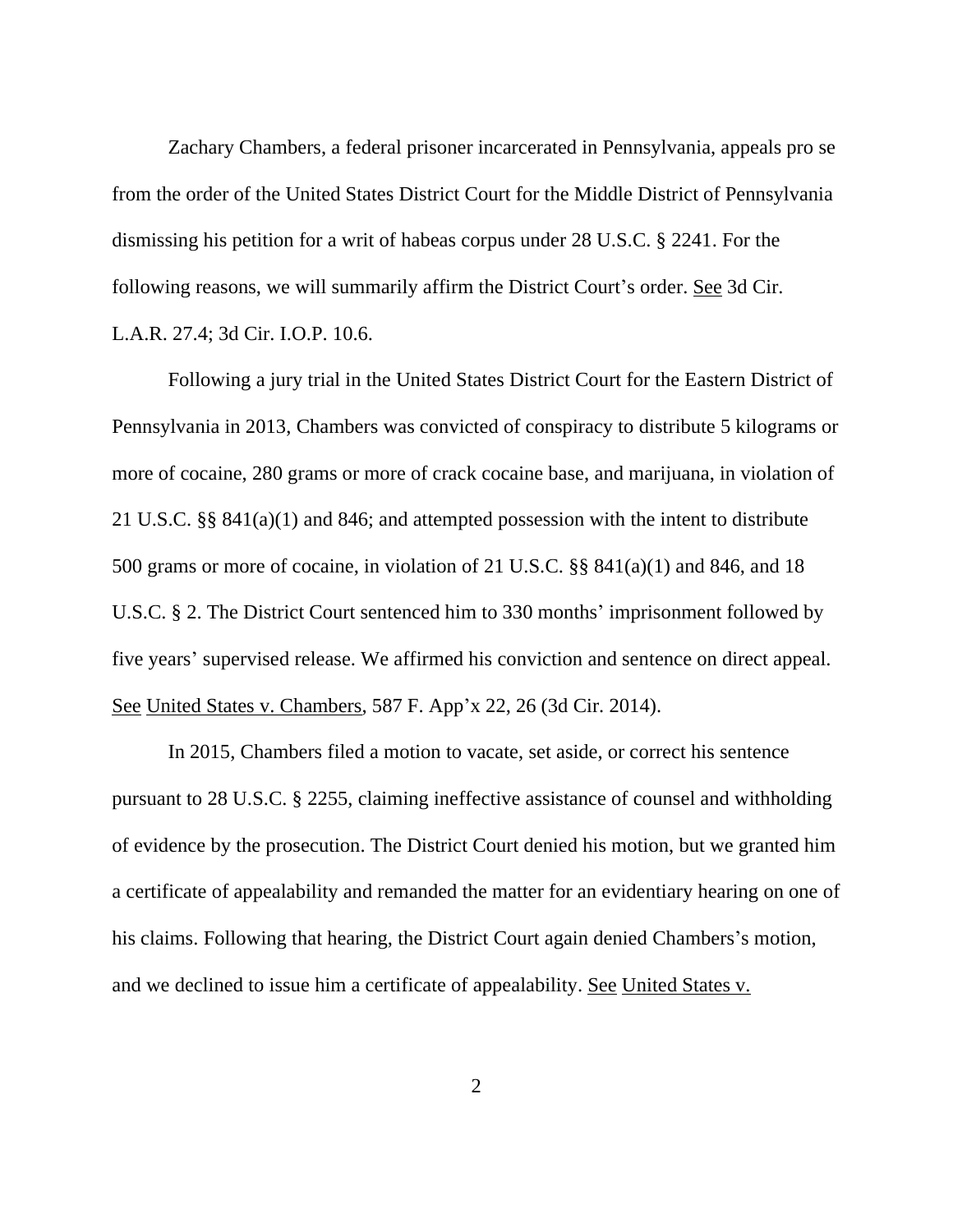Zachary Chambers, a federal prisoner incarcerated in Pennsylvania, appeals pro se from the order of the United States District Court for the Middle District of Pennsylvania dismissing his petition for a writ of habeas corpus under 28 U.S.C. § 2241. For the following reasons, we will summarily affirm the District Court's order. See 3d Cir. L.A.R. 27.4; 3d Cir. I.O.P. 10.6.

Following a jury trial in the United States District Court for the Eastern District of Pennsylvania in 2013, Chambers was convicted of conspiracy to distribute 5 kilograms or more of cocaine, 280 grams or more of crack cocaine base, and marijuana, in violation of 21 U.S.C. §§ 841(a)(1) and 846; and attempted possession with the intent to distribute 500 grams or more of cocaine, in violation of 21 U.S.C. §§ 841(a)(1) and 846, and 18 U.S.C. § 2. The District Court sentenced him to 330 months' imprisonment followed by five years' supervised release. We affirmed his conviction and sentence on direct appeal. See United States v. Chambers, 587 F. App'x 22, 26 (3d Cir. 2014).

In 2015, Chambers filed a motion to vacate, set aside, or correct his sentence pursuant to 28 U.S.C. § 2255, claiming ineffective assistance of counsel and withholding of evidence by the prosecution. The District Court denied his motion, but we granted him a certificate of appealability and remanded the matter for an evidentiary hearing on one of his claims. Following that hearing, the District Court again denied Chambers's motion, and we declined to issue him a certificate of appealability. See United States v.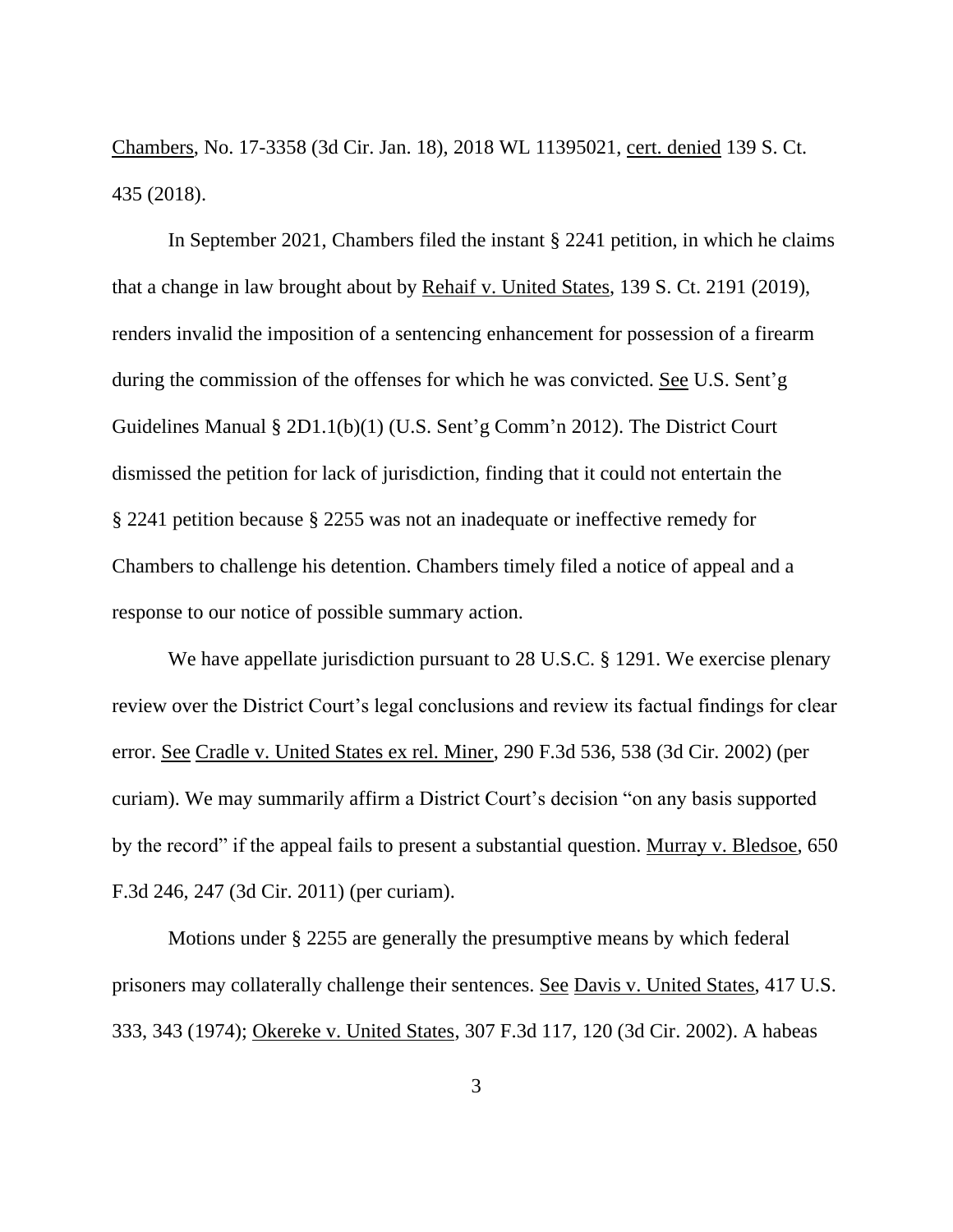Chambers, No. 17-3358 (3d Cir. Jan. 18), 2018 WL 11395021, cert. denied 139 S. Ct. 435 (2018).

In September 2021, Chambers filed the instant § 2241 petition, in which he claims that a change in law brought about by Rehaif v. United States, 139 S. Ct. 2191 (2019), renders invalid the imposition of a sentencing enhancement for possession of a firearm during the commission of the offenses for which he was convicted. See U.S. Sent'g Guidelines Manual § 2D1.1(b)(1) (U.S. Sent'g Comm'n 2012). The District Court dismissed the petition for lack of jurisdiction, finding that it could not entertain the § 2241 petition because § 2255 was not an inadequate or ineffective remedy for Chambers to challenge his detention. Chambers timely filed a notice of appeal and a response to our notice of possible summary action.

We have appellate jurisdiction pursuant to 28 U.S.C. § 1291. We exercise plenary review over the District Court's legal conclusions and review its factual findings for clear error. See Cradle v. United States ex rel. Miner, 290 F.3d 536, 538 (3d Cir. 2002) (per curiam). We may summarily affirm a District Court's decision "on any basis supported by the record" if the appeal fails to present a substantial question. Murray v. Bledsoe, 650 F.3d 246, 247 (3d Cir. 2011) (per curiam).

Motions under § 2255 are generally the presumptive means by which federal prisoners may collaterally challenge their sentences. See Davis v. United States, 417 U.S. 333, 343 (1974); Okereke v. United States, 307 F.3d 117, 120 (3d Cir. 2002). A habeas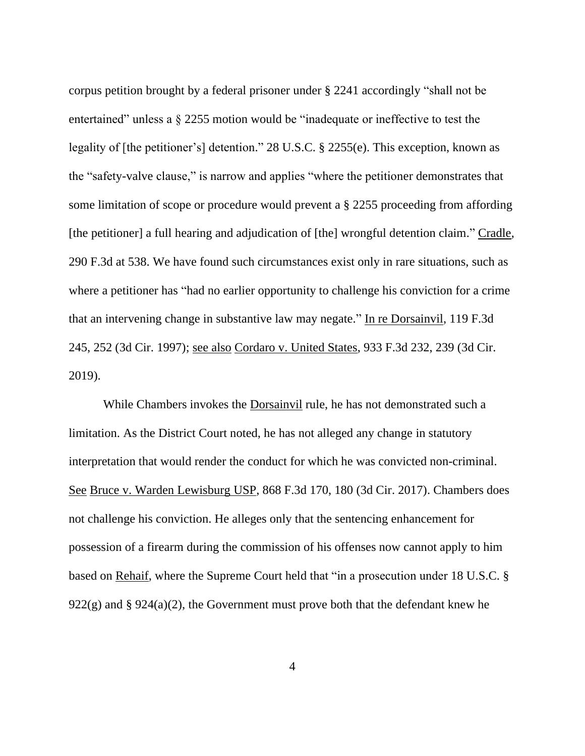corpus petition brought by a federal prisoner under § 2241 accordingly "shall not be entertained" unless a § 2255 motion would be "inadequate or ineffective to test the legality of [the petitioner's] detention." 28 U.S.C. § 2255(e). This exception, known as the "safety-valve clause," is narrow and applies "where the petitioner demonstrates that some limitation of scope or procedure would prevent a § 2255 proceeding from affording [the petitioner] a full hearing and adjudication of [the] wrongful detention claim." Cradle, 290 F.3d at 538. We have found such circumstances exist only in rare situations, such as where a petitioner has "had no earlier opportunity to challenge his conviction for a crime that an intervening change in substantive law may negate." In re Dorsainvil, 119 F.3d 245, 252 (3d Cir. 1997); see also Cordaro v. United States, 933 F.3d 232, 239 (3d Cir. 2019).

While Chambers invokes the Dorsainvil rule, he has not demonstrated such a limitation. As the District Court noted, he has not alleged any change in statutory interpretation that would render the conduct for which he was convicted non-criminal. See Bruce v. Warden Lewisburg USP, 868 F.3d 170, 180 (3d Cir. 2017). Chambers does not challenge his conviction. He alleges only that the sentencing enhancement for possession of a firearm during the commission of his offenses now cannot apply to him based on Rehaif, where the Supreme Court held that "in a prosecution under 18 U.S.C. § 922(g) and § 924(a)(2), the Government must prove both that the defendant knew he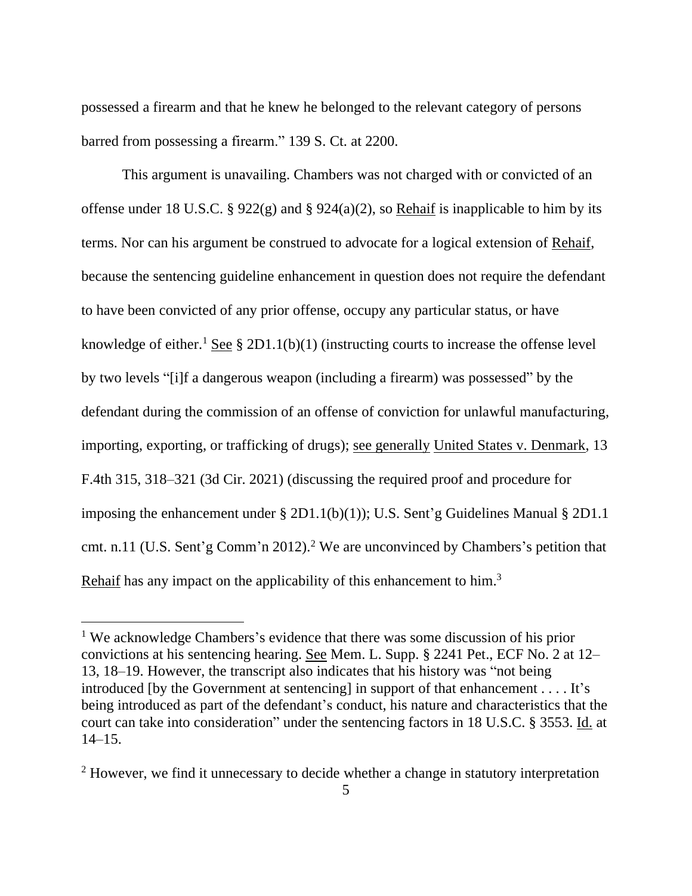possessed a firearm and that he knew he belonged to the relevant category of persons barred from possessing a firearm." 139 S. Ct. at 2200.

This argument is unavailing. Chambers was not charged with or convicted of an offense under 18 U.S.C. § 922(g) and § 924(a)(2), so Rehaif is inapplicable to him by its terms. Nor can his argument be construed to advocate for a logical extension of Rehaif, because the sentencing guideline enhancement in question does not require the defendant to have been convicted of any prior offense, occupy any particular status, or have knowledge of either.[1] See § 2D1.1(b)(1) (instructing courts to increase the offense level by two levels "[i]f a dangerous weapon (including a firearm) was possessed" by the defendant during the commission of an offense of conviction for unlawful manufacturing, importing, exporting, or trafficking of drugs); see generally United States v. Denmark, 13 F.4th 315, 318–321 (3d Cir. 2021) (discussing the required proof and procedure for imposing the enhancement under § 2D1.1(b)(1)); U.S. Sent'g Guidelines Manual § 2D1.1 cmt. n.11 (U.S. Sent'g Comm'n 2012).[2] We are unconvinced by Chambers's petition that Rehaif has any impact on the applicability of this enhancement to him.[3]

---

[1] We acknowledge Chambers's evidence that there was some discussion of his prior convictions at his sentencing hearing. See Mem. L. Supp. § 2241 Pet., ECF No. 2 at 12–13, 18–19. However, the transcript also indicates that his history was "not being introduced [by the Government at sentencing] in support of that enhancement . . . . It's being introduced as part of the defendant's conduct, his nature and characteristics that the court can take into consideration" under the sentencing factors in 18 U.S.C. § 3553. Id. at 14–15.

[2] However, we find it unnecessary to decide whether a change in statutory interpretation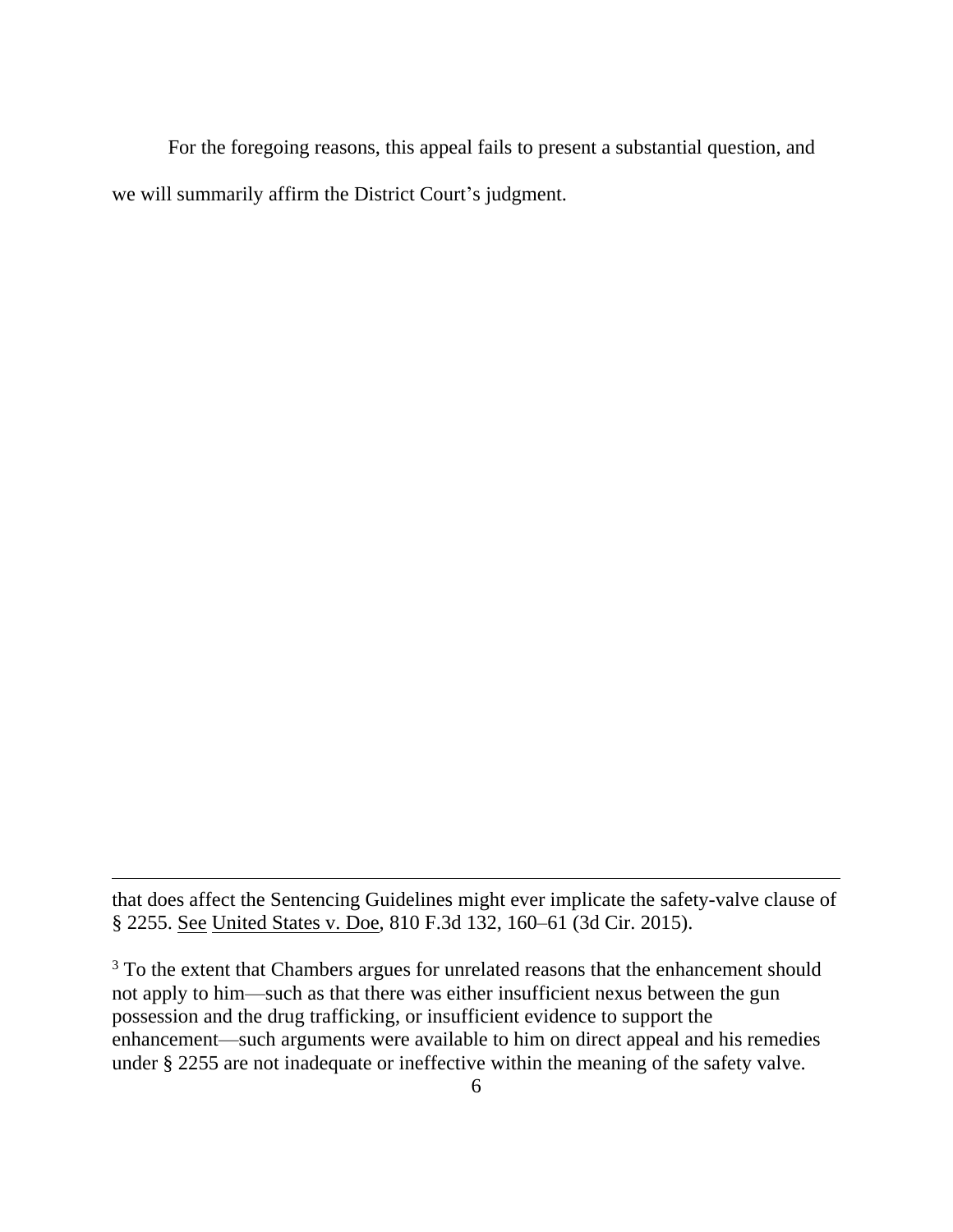For the foregoing reasons, this appeal fails to present a substantial question, and we will summarily affirm the District Court's judgment.

---

that does affect the Sentencing Guidelines might ever implicate the safety-valve clause of § 2255. See United States v. Doe, 810 F.3d 132, 160–61 (3d Cir. 2015).

[3] To the extent that Chambers argues for unrelated reasons that the enhancement should not apply to him—such as that there was either insufficient nexus between the gun possession and the drug trafficking, or insufficient evidence to support the enhancement—such arguments were available to him on direct appeal and his remedies under § 2255 are not inadequate or ineffective within the meaning of the safety valve.